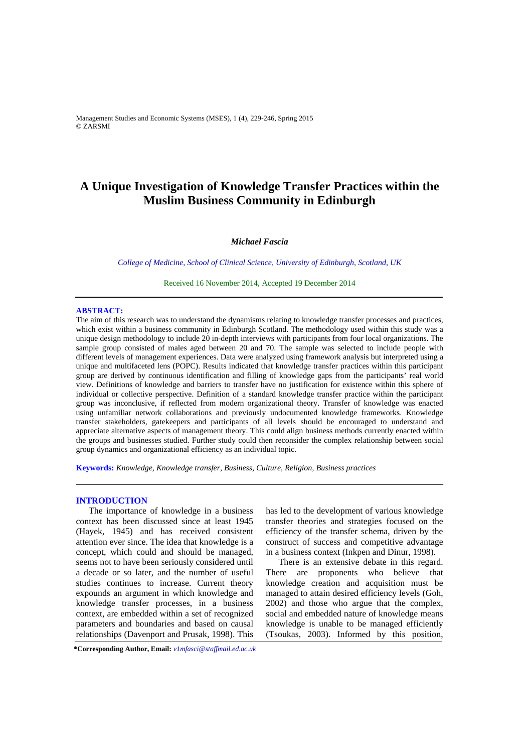# A Unique Investigation of Knowledge Transfer Practices within the Muslim Business Community in Edinburgh

***Michael Fascia***

*College of Medicine, School of Clinical Science, University of Edinburgh, Scotland, UK*

Received 16 November 2014, Accepted 19 December 2014

## ABSTRACT:

The aim of this research was to understand the dynamisms relating to knowledge transfer processes and practices, which exist within a business community in Edinburgh Scotland. The methodology used within this study was a unique design methodology to include 20 in-depth interviews with participants from four local organizations. The sample group consisted of males aged between 20 and 70. The sample was selected to include people with different levels of management experiences. Data were analyzed using framework analysis but interpreted using a unique and multifaceted lens (POPC). Results indicated that knowledge transfer practices within this participant group are derived by continuous identification and filling of knowledge gaps from the participants' real world view. Definitions of knowledge and barriers to transfer have no justification for existence within this sphere of individual or collective perspective. Definition of a standard knowledge transfer practice within the participant group was inconclusive, if reflected from modern organizational theory. Transfer of knowledge was enacted using unfamiliar network collaborations and previously undocumented knowledge frameworks. Knowledge transfer stakeholders, gatekeepers and participants of all levels should be encouraged to understand and appreciate alternative aspects of management theory. This could align business methods currently enacted within the groups and businesses studied. Further study could then reconsider the complex relationship between social group dynamics and organizational efficiency as an individual topic.

**Keywords:** *Knowledge, Knowledge transfer, Business, Culture, Religion, Business practices*

## INTRODUCTION

The importance of knowledge in a business context has been discussed since at least 1945 (Hayek, 1945) and has received consistent attention ever since. The idea that knowledge is a concept, which could and should be managed, seems not to have been seriously considered until a decade or so later, and the number of useful studies continues to increase. Current theory expounds an argument in which knowledge and knowledge transfer processes, in a business context, are embedded within a set of recognized parameters and boundaries and based on causal relationships (Davenport and Prusak, 1998). This has led to the development of various knowledge transfer theories and strategies focused on the efficiency of the transfer schema, driven by the construct of success and competitive advantage in a business context (Inkpen and Dinur, 1998).

There is an extensive debate in this regard. There are proponents who believe that knowledge creation and acquisition must be managed to attain desired efficiency levels (Goh, 2002) and those who argue that the complex, social and embedded nature of knowledge means knowledge is unable to be managed efficiently (Tsoukas, 2003). Informed by this position,

**\*Corresponding Author, Email:** *v1mfasci@staffmail.ed.ac.uk*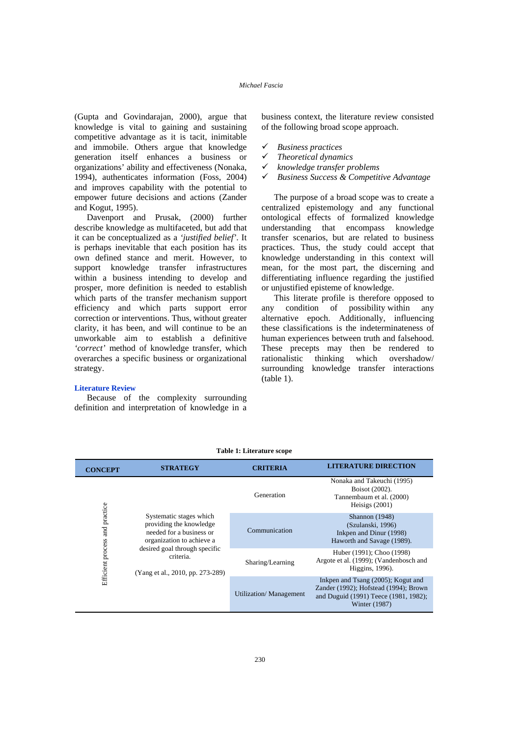(Gupta and Govindarajan, 2000), argue that knowledge is vital to gaining and sustaining competitive advantage as it is tacit, inimitable and immobile. Others argue that knowledge generation itself enhances a business or organizations' ability and effectiveness (Nonaka, 1994), authenticates information (Foss, 2004) and improves capability with the potential to empower future decisions and actions (Zander and Kogut, 1995).

Davenport and Prusak, (2000) further describe knowledge as multifaceted, but add that it can be conceptualized as a *'justified belief'*. It is perhaps inevitable that each position has its own defined stance and merit. However, to support knowledge transfer infrastructures within a business intending to develop and prosper, more definition is needed to establish which parts of the transfer mechanism support efficiency and which parts support error correction or interventions. Thus, without greater clarity, it has been, and will continue to be an unworkable aim to establish a definitive *'correct'* method of knowledge transfer, which overarches a specific business or organizational strategy.

## Literature Review

Because of the complexity surrounding definition and interpretation of knowledge in a business context, the literature review consisted of the following broad scope approach.

- ✓ *Business practices*
- ✓ *Theoretical dynamics*
- ✓ *knowledge transfer problems*
- ✓ *Business Success & Competitive Advantage*

The purpose of a broad scope was to create a centralized epistemology and any functional ontological effects of formalized knowledge understanding that encompass knowledge transfer scenarios, but are related to business practices. Thus, the study could accept that knowledge understanding in this context will mean, for the most part, the discerning and differentiating influence regarding the justified or unjustified episteme of knowledge.

This literate profile is therefore opposed to any condition of possibility within any alternative epoch. Additionally, influencing these classifications is the indeterminateness of human experiences between truth and falsehood. These precepts may then be rendered to rationalistic thinking which overshadow/ surrounding knowledge transfer interactions (table 1).

**Table 1: Literature scope**

| CONCEPT | STRATEGY | CRITERIA | LITERATURE DIRECTION |
|---|---|---|---|
| Efficient process and practice | Systematic stages which providing the knowledge needed for a business or organization to achieve a desired goal through specific criteria. (Yang et al., 2010, pp. 273-289) | Generation | Nonaka and Takeuchi (1995) Boisot (2002). Tannembaum et al. (2000) Heisigs (2001) |
| | | Communication | Shannon (1948) (Szulanski, 1996) Inkpen and Dinur (1998) Haworth and Savage (1989). |
| | | Sharing/Learning | Huber (1991); Choo (1998) Argote et al. (1999); (Vandenbosch and Higgins, 1996). |
| | | Utilization/ Management | Inkpen and Tsang (2005); Kogut and Zander (1992); Hofstead (1994); Brown and Duguid (1991) Teece (1981, 1982); Winter (1987) |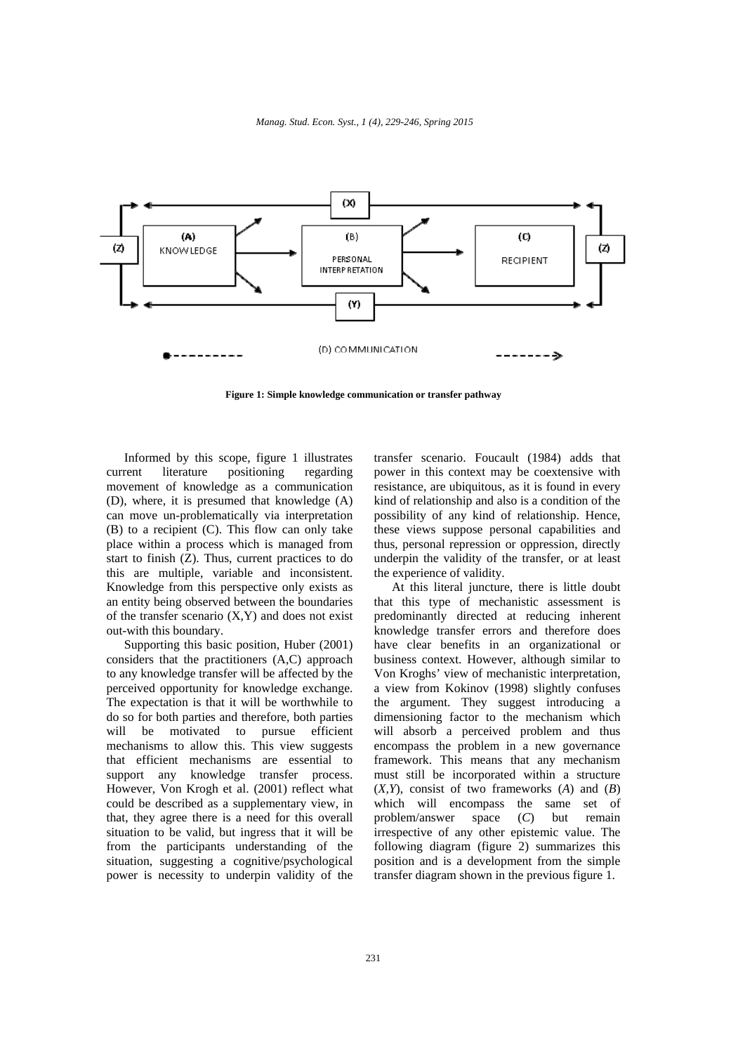**Figure 1: Simple knowledge communication or transfer pathway**

Informed by this scope, figure 1 illustrates current literature positioning regarding movement of knowledge as a communication (D), where, it is presumed that knowledge (A) can move un-problematically via interpretation (B) to a recipient (C). This flow can only take place within a process which is managed from start to finish (Z). Thus, current practices to do this are multiple, variable and inconsistent. Knowledge from this perspective only exists as an entity being observed between the boundaries of the transfer scenario (X,Y) and does not exist out-with this boundary.

Supporting this basic position, Huber (2001) considers that the practitioners (A,C) approach to any knowledge transfer will be affected by the perceived opportunity for knowledge exchange. The expectation is that it will be worthwhile to do so for both parties and therefore, both parties will be motivated to pursue efficient mechanisms to allow this. This view suggests that efficient mechanisms are essential to support any knowledge transfer process. However, Von Krogh et al. (2001) reflect what could be described as a supplementary view, in that, they agree there is a need for this overall situation to be valid, but ingress that it will be from the participants understanding of the situation, suggesting a cognitive/psychological power is necessity to underpin validity of the transfer scenario. Foucault (1984) adds that power in this context may be coextensive with resistance, are ubiquitous, as it is found in every kind of relationship and also is a condition of the possibility of any kind of relationship. Hence, these views suppose personal capabilities and thus, personal repression or oppression, directly underpin the validity of the transfer, or at least the experience of validity.

At this literal juncture, there is little doubt that this type of mechanistic assessment is predominantly directed at reducing inherent knowledge transfer errors and therefore does have clear benefits in an organizational or business context. However, although similar to Von Kroghs' view of mechanistic interpretation, a view from Kokinov (1998) slightly confuses the argument. They suggest introducing a dimensioning factor to the mechanism which will absorb a perceived problem and thus encompass the problem in a new governance framework. This means that any mechanism must still be incorporated within a structure (*X,Y*), consist of two frameworks (*A*) and (*B*) which will encompass the same set of problem/answer space (*C*) but remain irrespective of any other epistemic value. The following diagram (figure 2) summarizes this position and is a development from the simple transfer diagram shown in the previous figure 1.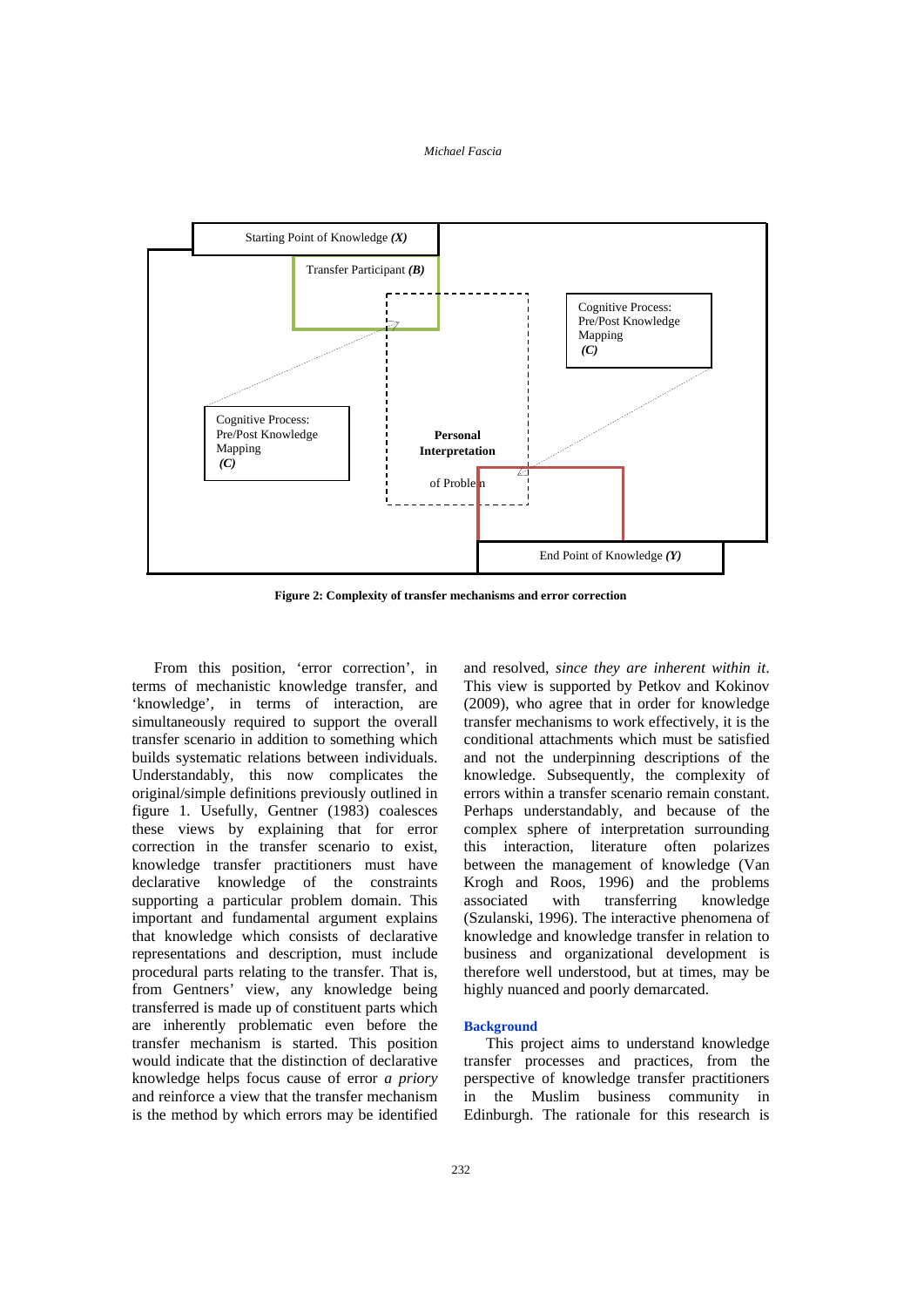Starting Point of Knowledge *(X)*

Transfer Participant *(B)*

Cognitive Process: Pre/Post Knowledge Mapping *(C)*

Cognitive Process: Pre/Post Knowledge Mapping *(C)*

**Personal Interpretation**

of Problem

End Point of Knowledge *(Y)*

**Figure 2: Complexity of transfer mechanisms and error correction**

From this position, 'error correction', in terms of mechanistic knowledge transfer, and 'knowledge', in terms of interaction, are simultaneously required to support the overall transfer scenario in addition to something which builds systematic relations between individuals. Understandably, this now complicates the original/simple definitions previously outlined in figure 1. Usefully, Gentner (1983) coalesces these views by explaining that for error correction in the transfer scenario to exist, knowledge transfer practitioners must have declarative knowledge of the constraints supporting a particular problem domain. This important and fundamental argument explains that knowledge which consists of declarative representations and description, must include procedural parts relating to the transfer. That is, from Gentners' view, any knowledge being transferred is made up of constituent parts which are inherently problematic even before the transfer mechanism is started. This position would indicate that the distinction of declarative knowledge helps focus cause of error *a priory* and reinforce a view that the transfer mechanism is the method by which errors may be identified and resolved, *since they are inherent within it*. This view is supported by Petkov and Kokinov (2009), who agree that in order for knowledge transfer mechanisms to work effectively, it is the conditional attachments which must be satisfied and not the underpinning descriptions of the knowledge. Subsequently, the complexity of errors within a transfer scenario remain constant. Perhaps understandably, and because of the complex sphere of interpretation surrounding this interaction, literature often polarizes between the management of knowledge (Van Krogh and Roos, 1996) and the problems associated with transferring knowledge (Szulanski, 1996). The interactive phenomena of knowledge and knowledge transfer in relation to business and organizational development is therefore well understood, but at times, may be highly nuanced and poorly demarcated.

## Background

This project aims to understand knowledge transfer processes and practices, from the perspective of knowledge transfer practitioners in the Muslim business community in Edinburgh. The rationale for this research is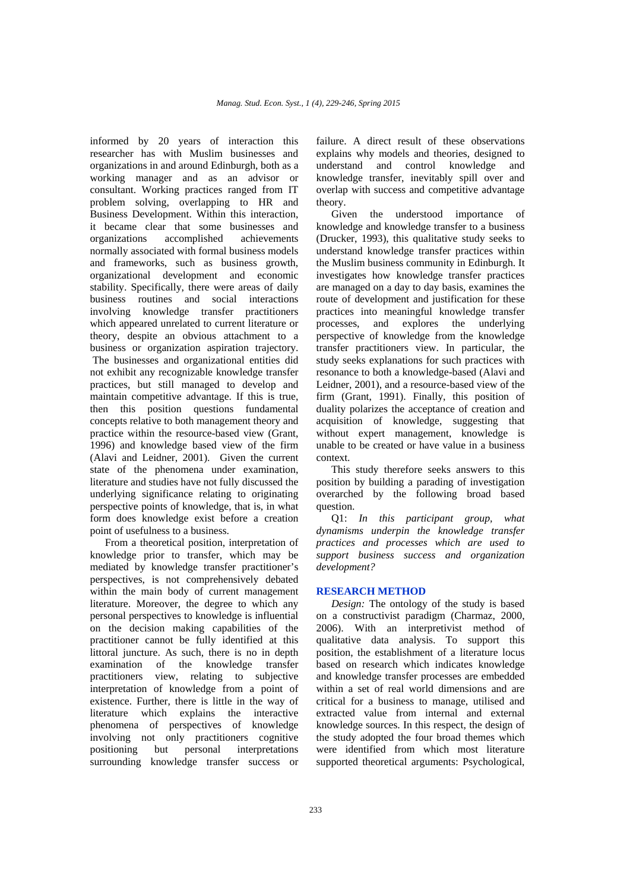informed by 20 years of interaction this researcher has with Muslim businesses and organizations in and around Edinburgh, both as a working manager and as an advisor or consultant. Working practices ranged from IT problem solving, overlapping to HR and Business Development. Within this interaction, it became clear that some businesses and organizations accomplished achievements normally associated with formal business models and frameworks, such as business growth, organizational development and economic stability. Specifically, there were areas of daily business routines and social interactions involving knowledge transfer practitioners which appeared unrelated to current literature or theory, despite an obvious attachment to a business or organization aspiration trajectory. The businesses and organizational entities did not exhibit any recognizable knowledge transfer practices, but still managed to develop and maintain competitive advantage. If this is true, then this position questions fundamental concepts relative to both management theory and practice within the resource-based view (Grant, 1996) and knowledge based view of the firm (Alavi and Leidner, 2001). Given the current state of the phenomena under examination, literature and studies have not fully discussed the underlying significance relating to originating perspective points of knowledge, that is, in what form does knowledge exist before a creation point of usefulness to a business.

From a theoretical position, interpretation of knowledge prior to transfer, which may be mediated by knowledge transfer practitioner's perspectives, is not comprehensively debated within the main body of current management literature. Moreover, the degree to which any personal perspectives to knowledge is influential on the decision making capabilities of the practitioner cannot be fully identified at this littoral juncture. As such, there is no in depth examination of the knowledge transfer practitioners view, relating to subjective interpretation of knowledge from a point of existence. Further, there is little in the way of literature which explains the interactive phenomena of perspectives of knowledge involving not only practitioners cognitive positioning but personal interpretations surrounding knowledge transfer success or failure. A direct result of these observations explains why models and theories, designed to understand and control knowledge and knowledge transfer, inevitably spill over and overlap with success and competitive advantage theory.

Given the understood importance of knowledge and knowledge transfer to a business (Drucker, 1993), this qualitative study seeks to understand knowledge transfer practices within the Muslim business community in Edinburgh. It investigates how knowledge transfer practices are managed on a day to day basis, examines the route of development and justification for these practices into meaningful knowledge transfer processes, and explores the underlying perspective of knowledge from the knowledge transfer practitioners view. In particular, the study seeks explanations for such practices with resonance to both a knowledge-based (Alavi and Leidner, 2001), and a resource-based view of the firm (Grant, 1991). Finally, this position of duality polarizes the acceptance of creation and acquisition of knowledge, suggesting that without expert management, knowledge is unable to be created or have value in a business context.

This study therefore seeks answers to this position by building a parading of investigation overarched by the following broad based question.

Q1: *In this participant group, what dynamisms underpin the knowledge transfer practices and processes which are used to support business success and organization development?*

## RESEARCH METHOD

*Design:* The ontology of the study is based on a constructivist paradigm (Charmaz, 2000, 2006). With an interpretivist method of qualitative data analysis. To support this position, the establishment of a literature locus based on research which indicates knowledge and knowledge transfer processes are embedded within a set of real world dimensions and are critical for a business to manage, utilised and extracted value from internal and external knowledge sources. In this respect, the design of the study adopted the four broad themes which were identified from which most literature supported theoretical arguments: Psychological,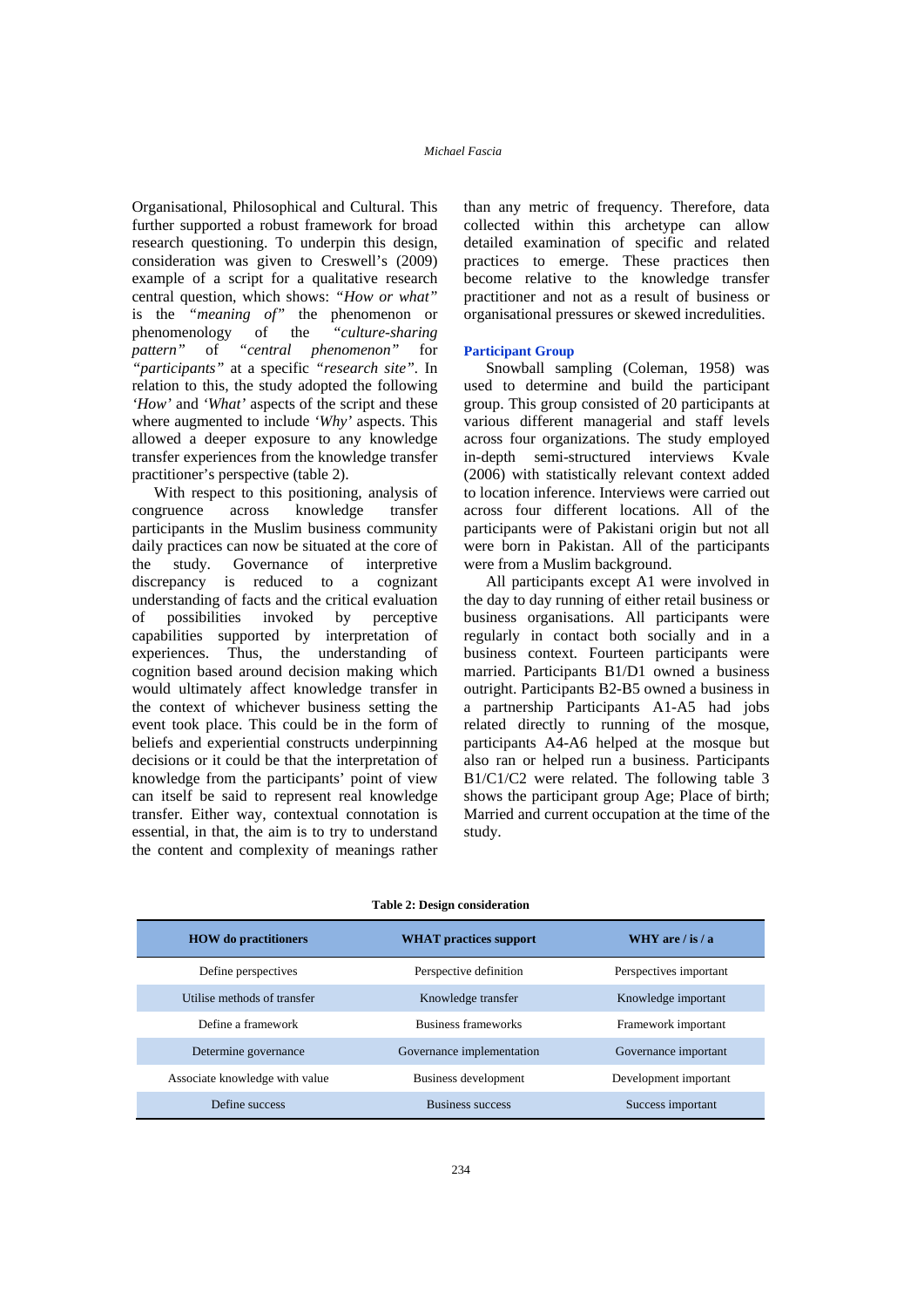Organisational, Philosophical and Cultural. This further supported a robust framework for broad research questioning. To underpin this design, consideration was given to Creswell's (2009) example of a script for a qualitative research central question, which shows: *"How or what"* is the *"meaning of"* the phenomenon or phenomenology of the *"culture-sharing pattern"* of *"central phenomenon"* for *"participants"* at a specific *"research site"*. In relation to this, the study adopted the following *'How'* and *'What'* aspects of the script and these where augmented to include *'Why'* aspects. This allowed a deeper exposure to any knowledge transfer experiences from the knowledge transfer practitioner's perspective (table 2).

With respect to this positioning, analysis of congruence across knowledge transfer participants in the Muslim business community daily practices can now be situated at the core of the study. Governance of interpretive discrepancy is reduced to a cognizant understanding of facts and the critical evaluation of possibilities invoked by perceptive capabilities supported by interpretation of experiences. Thus, the understanding of cognition based around decision making which would ultimately affect knowledge transfer in the context of whichever business setting the event took place. This could be in the form of beliefs and experiential constructs underpinning decisions or it could be that the interpretation of knowledge from the participants' point of view can itself be said to represent real knowledge transfer. Either way, contextual connotation is essential, in that, the aim is to try to understand the content and complexity of meanings rather than any metric of frequency. Therefore, data collected within this archetype can allow detailed examination of specific and related practices to emerge. These practices then become relative to the knowledge transfer practitioner and not as a result of business or organisational pressures or skewed incredulities.

### Participant Group

Snowball sampling (Coleman, 1958) was used to determine and build the participant group. This group consisted of 20 participants at various different managerial and staff levels across four organizations. The study employed in-depth semi-structured interviews Kvale (2006) with statistically relevant context added to location inference. Interviews were carried out across four different locations. All of the participants were of Pakistani origin but not all were born in Pakistan. All of the participants were from a Muslim background.

All participants except A1 were involved in the day to day running of either retail business or business organisations. All participants were regularly in contact both socially and in a business context. Fourteen participants were married. Participants B1/D1 owned a business outright. Participants B2-B5 owned a business in a partnership Participants A1-A5 had jobs related directly to running of the mosque, participants A4-A6 helped at the mosque but also ran or helped run a business. Participants B1/C1/C2 were related. The following table 3 shows the participant group Age; Place of birth; Married and current occupation at the time of the study.

**Table 2: Design consideration**

| HOW do practitioners | WHAT practices support | WHY are / is / a |
|---|---|---|
| Define perspectives | Perspective definition | Perspectives important |
| Utilise methods of transfer | Knowledge transfer | Knowledge important |
| Define a framework | Business frameworks | Framework important |
| Determine governance | Governance implementation | Governance important |
| Associate knowledge with value | Business development | Development important |
| Define success | Business success | Success important |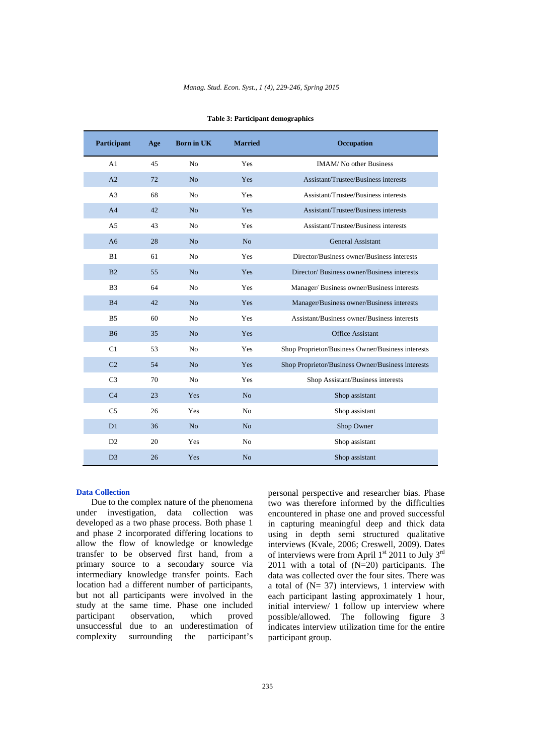**Table 3: Participant demographics**

| Participant | Age | Born in UK | Married | Occupation |
|---|---|---|---|---|
| A1 | 45 | No | Yes | IMAM/ No other Business |
| A2 | 72 | No | Yes | Assistant/Trustee/Business interests |
| A3 | 68 | No | Yes | Assistant/Trustee/Business interests |
| A4 | 42 | No | Yes | Assistant/Trustee/Business interests |
| A5 | 43 | No | Yes | Assistant/Trustee/Business interests |
| A6 | 28 | No | No | General Assistant |
| B1 | 61 | No | Yes | Director/Business owner/Business interests |
| B2 | 55 | No | Yes | Director/ Business owner/Business interests |
| B3 | 64 | No | Yes | Manager/ Business owner/Business interests |
| B4 | 42 | No | Yes | Manager/Business owner/Business interests |
| B5 | 60 | No | Yes | Assistant/Business owner/Business interests |
| B6 | 35 | No | Yes | Office Assistant |
| C1 | 53 | No | Yes | Shop Proprietor/Business Owner/Business interests |
| C2 | 54 | No | Yes | Shop Proprietor/Business Owner/Business interests |
| C3 | 70 | No | Yes | Shop Assistant/Business interests |
| C4 | 23 | Yes | No | Shop assistant |
| C5 | 26 | Yes | No | Shop assistant |
| D1 | 36 | No | No | Shop Owner |
| D2 | 20 | Yes | No | Shop assistant |
| D3 | 26 | Yes | No | Shop assistant |

### Data Collection

Due to the complex nature of the phenomena under investigation, data collection was developed as a two phase process. Both phase 1 and phase 2 incorporated differing locations to allow the flow of knowledge or knowledge transfer to be observed first hand, from a primary source to a secondary source via intermediary knowledge transfer points. Each location had a different number of participants, but not all participants were involved in the study at the same time. Phase one included participant observation, which proved unsuccessful due to an underestimation of complexity surrounding the participant's personal perspective and researcher bias. Phase two was therefore informed by the difficulties encountered in phase one and proved successful in capturing meaningful deep and thick data using in depth semi structured qualitative interviews (Kvale, 2006; Creswell, 2009). Dates of interviews were from April 1st 2011 to July 3rd 2011 with a total of (N=20) participants. The data was collected over the four sites. There was a total of (N= 37) interviews, 1 interview with each participant lasting approximately 1 hour, initial interview/ 1 follow up interview where possible/allowed. The following figure 3 indicates interview utilization time for the entire participant group.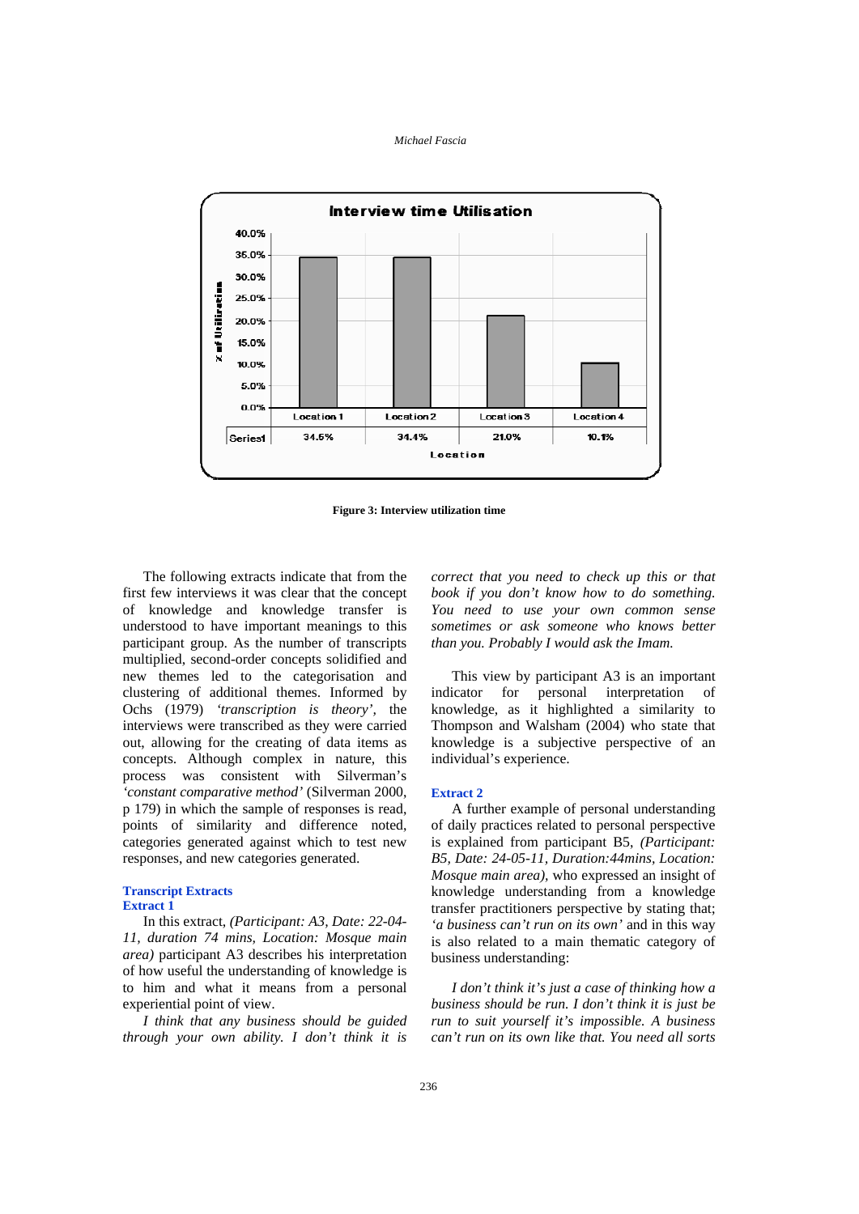| | Location 1 | Location 2 | Location 3 | Location 4 |
|---|---|---|---|---|
| Series1 | 34.5% | 34.4% | 21.0% | 10.1% |

**Figure 3: Interview utilization time**

The following extracts indicate that from the first few interviews it was clear that the concept of knowledge and knowledge transfer is understood to have important meanings to this participant group. As the number of transcripts multiplied, second-order concepts solidified and new themes led to the categorisation and clustering of additional themes. Informed by Ochs (1979) *'transcription is theory'*, the interviews were transcribed as they were carried out, allowing for the creating of data items as concepts. Although complex in nature, this process was consistent with Silverman's *'constant comparative method'* (Silverman 2000, p 179) in which the sample of responses is read, points of similarity and difference noted, categories generated against which to test new responses, and new categories generated.

### Transcript Extracts

#### Extract 1

In this extract, *(Participant: A3, Date: 22-04-11, duration 74 mins, Location: Mosque main area)* participant A3 describes his interpretation of how useful the understanding of knowledge is to him and what it means from a personal experiential point of view.

*I think that any business should be guided through your own ability. I don't think it is correct that you need to check up this or that book if you don't know how to do something. You need to use your own common sense sometimes or ask someone who knows better than you. Probably I would ask the Imam.*

This view by participant A3 is an important indicator for personal interpretation of knowledge, as it highlighted a similarity to Thompson and Walsham (2004) who state that knowledge is a subjective perspective of an individual's experience.

#### Extract 2

A further example of personal understanding of daily practices related to personal perspective is explained from participant B5, *(Participant: B5, Date: 24-05-11, Duration:44mins, Location: Mosque main area),* who expressed an insight of knowledge understanding from a knowledge transfer practitioners perspective by stating that; *'a business can't run on its own'* and in this way is also related to a main thematic category of business understanding:

*I don't think it's just a case of thinking how a business should be run. I don't think it is just be run to suit yourself it's impossible. A business can't run on its own like that. You need all sorts*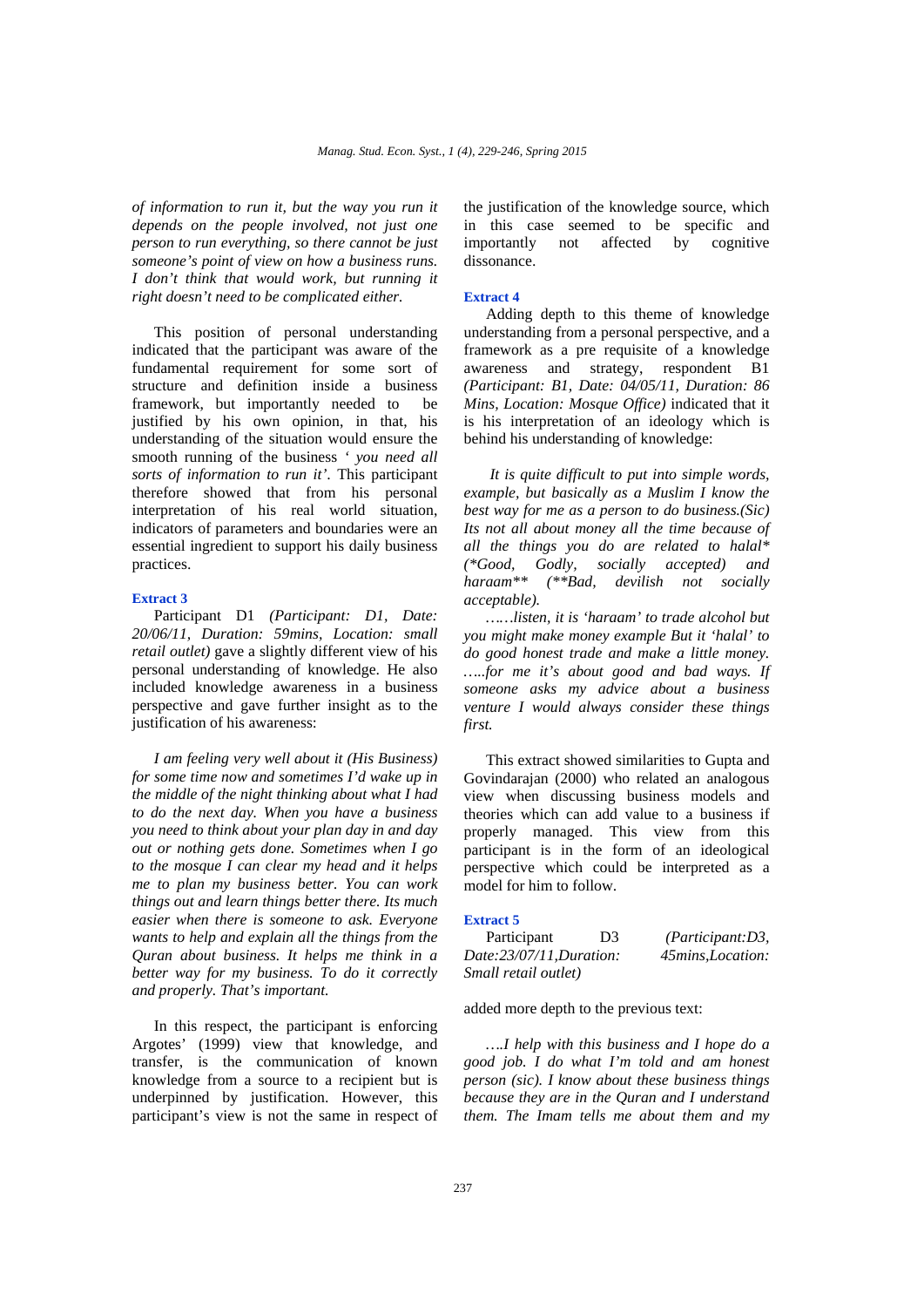*of information to run it, but the way you run it depends on the people involved, not just one person to run everything, so there cannot be just someone's point of view on how a business runs. I don't think that would work, but running it right doesn't need to be complicated either.*

This position of personal understanding indicated that the participant was aware of the fundamental requirement for some sort of structure and definition inside a business framework, but importantly needed to be justified by his own opinion, in that, his understanding of the situation would ensure the smooth running of the business ' *you need all sorts of information to run it'*. This participant therefore showed that from his personal interpretation of his real world situation, indicators of parameters and boundaries were an essential ingredient to support his daily business practices.

**Extract 3**

Participant D1 *(Participant: D1, Date: 20/06/11, Duration: 59mins, Location: small retail outlet)* gave a slightly different view of his personal understanding of knowledge. He also included knowledge awareness in a business perspective and gave further insight as to the justification of his awareness:

*I am feeling very well about it (His Business) for some time now and sometimes I'd wake up in the middle of the night thinking about what I had to do the next day. When you have a business you need to think about your plan day in and day out or nothing gets done. Sometimes when I go to the mosque I can clear my head and it helps me to plan my business better. You can work things out and learn things better there. Its much easier when there is someone to ask. Everyone wants to help and explain all the things from the Quran about business. It helps me think in a better way for my business. To do it correctly and properly. That's important.*

In this respect, the participant is enforcing Argotes' (1999) view that knowledge, and transfer, is the communication of known knowledge from a source to a recipient but is underpinned by justification. However, this participant's view is not the same in respect of the justification of the knowledge source, which in this case seemed to be specific and importantly not affected by cognitive dissonance.

**Extract 4**

Adding depth to this theme of knowledge understanding from a personal perspective, and a framework as a pre requisite of a knowledge awareness and strategy, respondent B1 *(Participant: B1, Date: 04/05/11, Duration: 86 Mins, Location: Mosque Office)* indicated that it is his interpretation of an ideology which is behind his understanding of knowledge:

*It is quite difficult to put into simple words, example, but basically as a Muslim I know the best way for me as a person to do business.(Sic) Its not all about money all the time because of all the things you do are related to halal\* (\*Good, Godly, socially accepted) and haraam\*\* (\*\*Bad, devilish not socially acceptable).*

*……listen, it is 'haraam' to trade alcohol but you might make money example But it 'halal' to do good honest trade and make a little money. …..for me it's about good and bad ways. If someone asks my advice about a business venture I would always consider these things first.*

This extract showed similarities to Gupta and Govindarajan (2000) who related an analogous view when discussing business models and theories which can add value to a business if properly managed. This view from this participant is in the form of an ideological perspective which could be interpreted as a model for him to follow.

**Extract 5**

Participant D3 *(Participant:D3, Date:23/07/11,Duration: 45mins,Location: Small retail outlet)*

added more depth to the previous text:

*….I help with this business and I hope do a good job. I do what I'm told and am honest person (sic). I know about these business things because they are in the Quran and I understand them. The Imam tells me about them and my*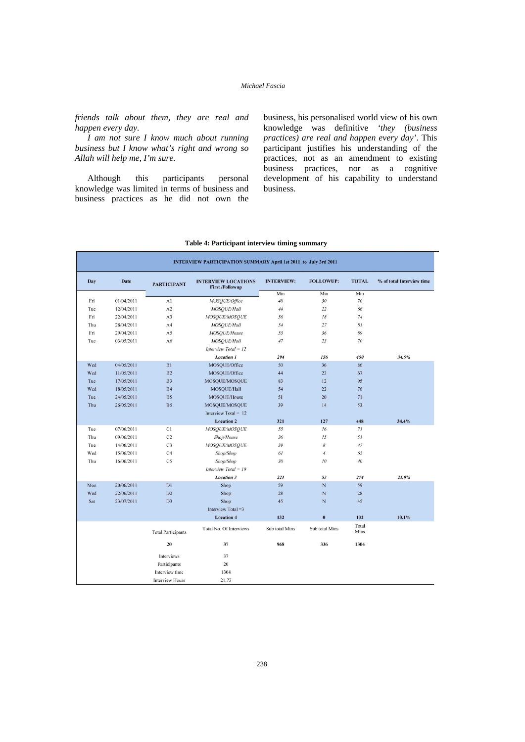*friends talk about them, they are real and happen every day.*

*I am not sure I know much about running business but I know what's right and wrong so Allah will help me, I'm sure.*

Although this participants personal knowledge was limited in terms of business and business practices as he did not own the business, his personalised world view of his own knowledge was definitive *'they (business practices) are real and happen every day'*. This participant justifies his understanding of the practices, not as an amendment to existing business practices, nor as a cognitive development of his capability to understand business.

**Table 4: Participant interview timing summary**

| INTERVIEW PARTICIPATION SUMMARY April 1st 2011 to July 3rd 2011 | | | | | | | |
|---|---|---|---|---|---|---|---|
| **Day** | **Date** | **PARTICIPANT** | **INTERVIEW LOCATIONS First /Followup** | **INTERVIEW:** | **FOLLOWUP:** | **TOTAL** | **% of total Interview time** |
| | | | | Min | Min | Min | |
| Fri | 01/04/2011 | A1 | *MOSQUE/Office* | *40* | *30* | *70* | |
| Tue | 12/04/2011 | A2 | *MOSQUE/Hall* | *44* | *22* | *66* | |
| Fri | 22/04/2011 | A3 | *MOSQUE/MOSQUE* | *56* | *18* | *74* | |
| Thu | 28/04/2011 | A4 | *MOSQUE/Hall* | *54* | *27* | *81* | |
| Fri | 29/04/2011 | A5 | *MOSQUE/House* | *53* | *36* | *89* | |
| Tue | 03/05/2011 | A6 | *MOSQUE/Hall* | *47* | *23* | *70* | |
| | | | *Interview Total = 12* | | | | |
| | | | ***Location 1*** | ***294*** | ***156*** | ***450*** | ***34.5%*** |
| Wed | 04/05/2011 | B1 | MOSQUE/Office | 50 | 36 | 86 | |
| Wed | 11/05/2011 | B2 | MOSQUE/Office | 44 | 23 | 67 | |
| Tue | 17/05/2011 | B3 | MOSQUE/MOSQUE | 83 | 12 | 95 | |
| Wed | 18/05/2011 | B4 | MOSQUE/Hall | 54 | 22 | 76 | |
| Tue | 24/05/2011 | B5 | MOSQUE/House | 51 | 20 | 71 | |
| Thu | 26/05/2011 | B6 | MOSQUE/MOSQUE | 39 | 14 | 53 | |
| | | | Interview Total = 12 | | | | |
| | | | **Location 2** | **321** | **127** | **448** | **34.4%** |
| Tue | 07/06/2011 | C1 | *MOSQUE/MOSQUE* | *55* | *16* | *71* | |
| Thu | 09/06/2011 | C2 | *Shop/House* | *36* | *15* | *51* | |
| Tue | 14/06/2011 | C3 | *MOSQUE/MOSQUE* | *39* | *8* | *47* | |
| Wed | 15/06/2011 | C4 | *Shop/Shop* | *61* | *4* | *65* | |
| Thu | 16/06/2011 | C5 | *Shop/Shop* | *30* | *10* | *40* | |
| | | | *Interview Total = 10* | | | | |
| | | | ***Location 3*** | ***221*** | ***53*** | ***274*** | ***21.0%*** |
| Mon | 20/06/2011 | D1 | Shop | 59 | N | 59 | |
| Wed | 22/06/2011 | D2 | Shop | 28 | N | 28 | |
| Sat | 23/07/2011 | D3 | Shop | 45 | N | 45 | |
| | | | Interview Total =3 | | | | |
| | | | **Location 4** | **132** | **0** | **132** | **10.1%** |
| | | Total Participants | Total No. Of Interviews | Sub total Mins | Sub total Mins | Total Mins | |
| | | **20** | **37** | **968** | **336** | **1304** | |
| | | Interviews | 37 | | | | |
| | | Participants | 20 | | | | |
| | | Interview time | 1304 | | | | |
| | | Interview Hours | 21.73 | | | | |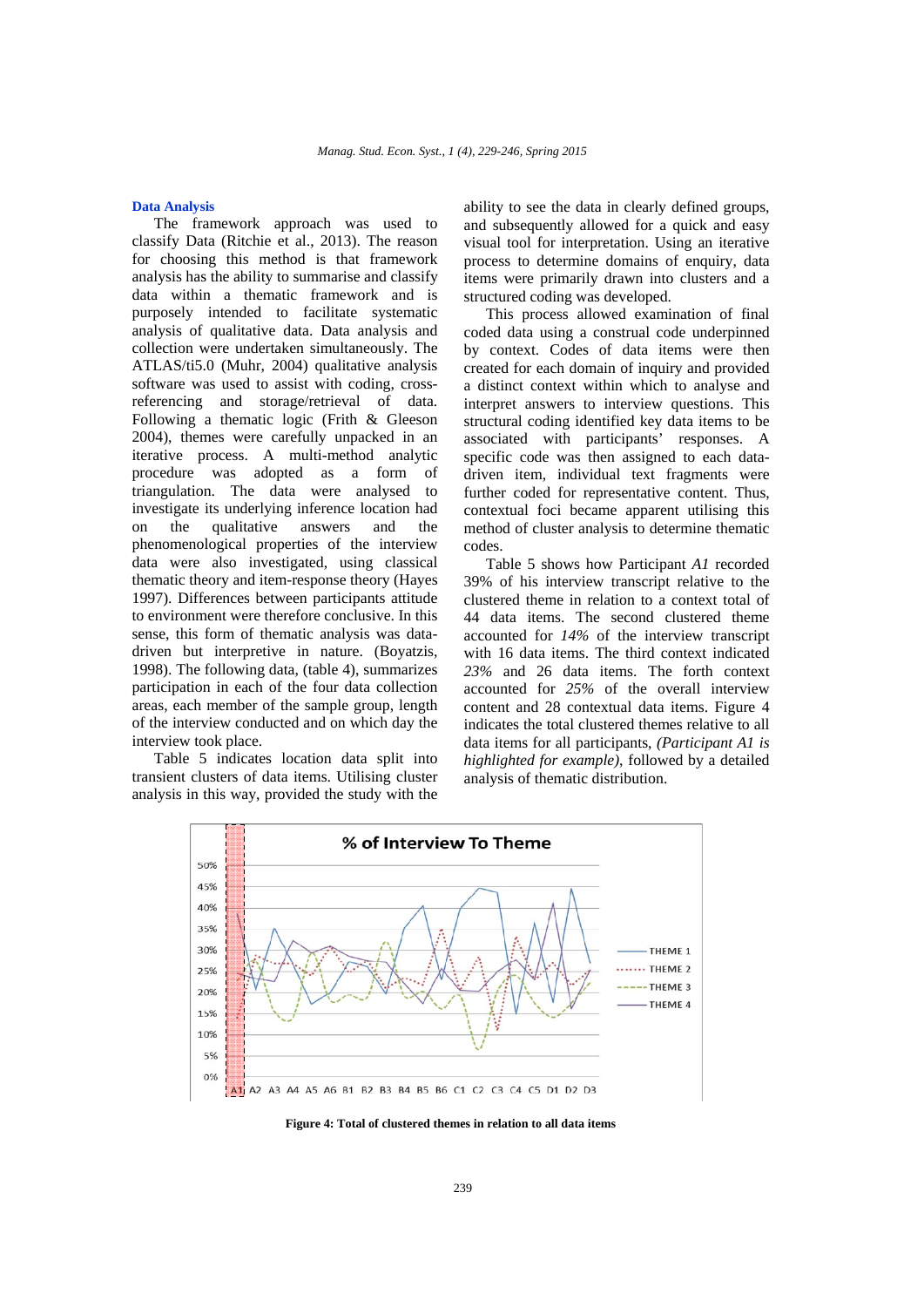### Data Analysis

The framework approach was used to classify Data (Ritchie et al., 2013). The reason for choosing this method is that framework analysis has the ability to summarise and classify data within a thematic framework and is purposely intended to facilitate systematic analysis of qualitative data. Data analysis and collection were undertaken simultaneously. The ATLAS/ti5.0 (Muhr, 2004) qualitative analysis software was used to assist with coding, cross-referencing and storage/retrieval of data. Following a thematic logic (Frith & Gleeson 2004), themes were carefully unpacked in an iterative process. A multi-method analytic procedure was adopted as a form of triangulation. The data were analysed to investigate its underlying inference location had on the qualitative answers and the phenomenological properties of the interview data were also investigated, using classical thematic theory and item-response theory (Hayes 1997). Differences between participants attitude to environment were therefore conclusive. In this sense, this form of thematic analysis was data-driven but interpretive in nature. (Boyatzis, 1998). The following data, (table 4), summarizes participation in each of the four data collection areas, each member of the sample group, length of the interview conducted and on which day the interview took place.

Table 5 indicates location data split into transient clusters of data items. Utilising cluster analysis in this way, provided the study with the ability to see the data in clearly defined groups, and subsequently allowed for a quick and easy visual tool for interpretation. Using an iterative process to determine domains of enquiry, data items were primarily drawn into clusters and a structured coding was developed.

This process allowed examination of final coded data using a construal code underpinned by context. Codes of data items were then created for each domain of inquiry and provided a distinct context within which to analyse and interpret answers to interview questions. This structural coding identified key data items to be associated with participants' responses. A specific code was then assigned to each data-driven item, individual text fragments were further coded for representative content. Thus, contextual foci became apparent utilising this method of cluster analysis to determine thematic codes.

Table 5 shows how Participant *A1* recorded 39% of his interview transcript relative to the clustered theme in relation to a context total of 44 data items. The second clustered theme accounted for *14%* of the interview transcript with 16 data items. The third context indicated *23%* and 26 data items. The forth context accounted for *25%* of the overall interview content and 28 contextual data items. Figure 4 indicates the total clustered themes relative to all data items for all participants, *(Participant A1 is highlighted for example)*, followed by a detailed analysis of thematic distribution.

**Figure 4: Total of clustered themes in relation to all data items**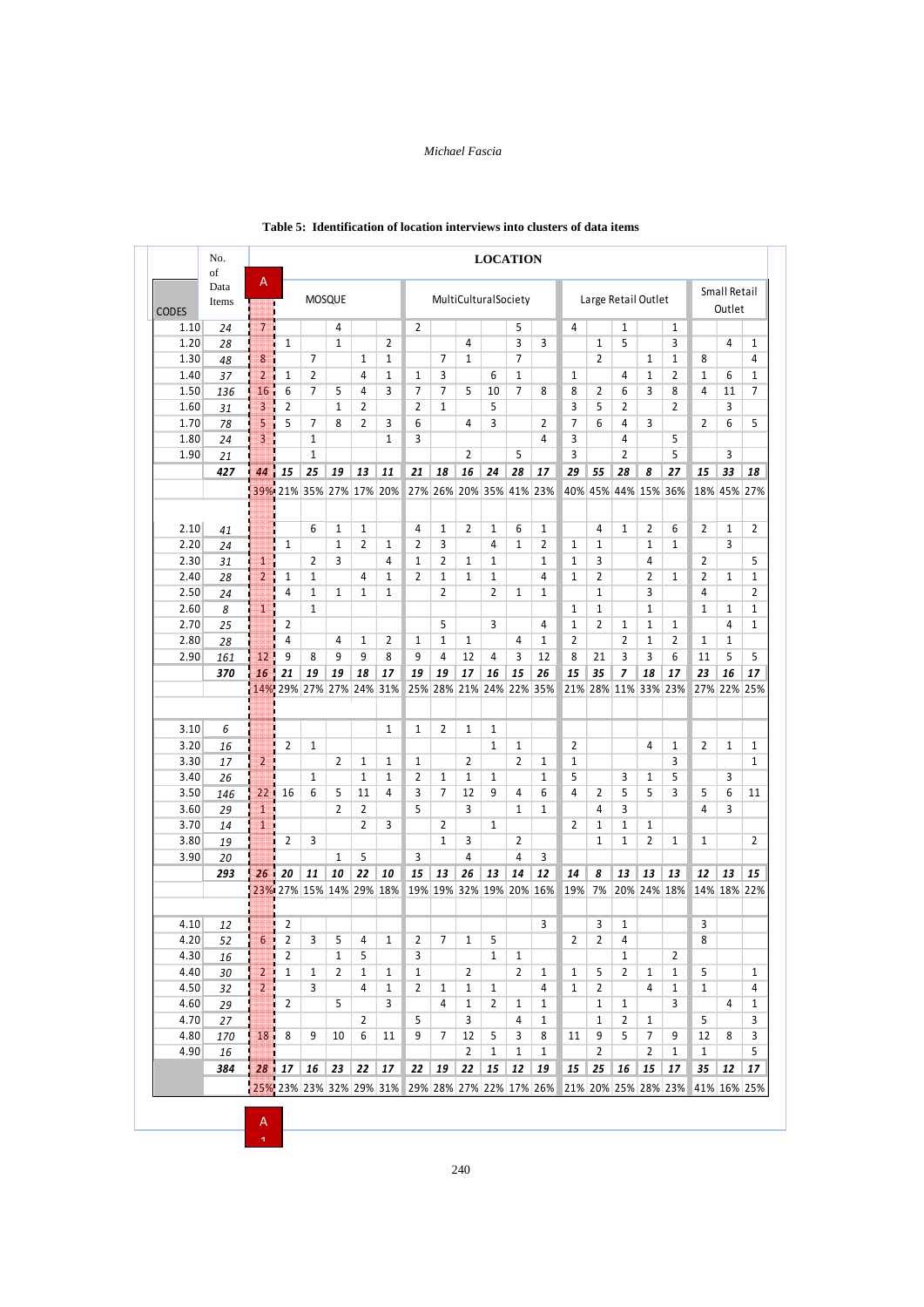**Table 5: Identification of location interviews into clusters of data items**

| CODES | No. of Data Items | LOCATION | | | | | | | | | | | | | | | | | | | |
|---|---|---|---|---|---|---|---|---|---|---|---|---|---|---|---|---|---|---|---|---|---|
| | | A | MOSQUE | | | | | MultiCulturalSociety | | | | | | Large Retail Outlet | | | | | Small Retail Outlet | | |
| 1.10 | 24 | 7 | | | 4 | | | 2 | | | | 5 | | 4 | | 1 | | 1 | | | |
| 1.20 | 28 | | 1 | | 1 | | 2 | | | 4 | | 3 | 3 | | 1 | 5 | | 3 | | 4 | 1 |
| 1.30 | 48 | 8 | | 7 | | 1 | 1 | | 7 | 1 | | 7 | | | 2 | | 1 | 1 | 8 | | 4 |
| 1.40 | 37 | 2 | 1 | 2 | | 4 | 1 | 1 | 3 | | 6 | 1 | | 1 | | 4 | 1 | 2 | 1 | 6 | 1 |
| 1.50 | 136 | 16 | 6 | 7 | 5 | 4 | 3 | 7 | 7 | 5 | 10 | 7 | 8 | 8 | 2 | 6 | 3 | 8 | 4 | 11 | 7 |
| 1.60 | 31 | 3 | 2 | | 1 | 2 | | 2 | 1 | | 5 | | | 3 | 5 | 2 | | 2 | | 3 | |
| 1.70 | 78 | 5 | 5 | 7 | 8 | 2 | 3 | 6 | | 4 | 3 | | 2 | 7 | 6 | 4 | 3 | | 2 | 6 | 5 |
| 1.80 | 24 | 3 | | 1 | | | 1 | 3 | | | | | 4 | 3 | | 4 | | 5 | | | |
| 1.90 | 21 | | | 1 | | | | | | 2 | | 5 | | 3 | | 2 | | 5 | | 3 | |
| | 427 | 44 | 15 | 25 | 19 | 13 | 11 | 21 | 18 | 16 | 24 | 28 | 17 | 29 | 55 | 28 | 8 | 27 | 15 | 33 | 18 |
| | | 39% | 21% | 35% | 27% | 17% | 20% | 27% | 26% | 20% | 35% | 41% | 23% | 40% | 45% | 44% | 15% | 36% | 18% | 45% | 27% |
| 2.10 | 41 | | | 6 | 1 | 1 | | 4 | 1 | 2 | 1 | 6 | 1 | | 4 | 1 | 2 | 6 | 2 | 1 | 2 |
| 2.20 | 24 | | 1 | | 1 | 2 | 1 | 2 | 3 | | 4 | 1 | 2 | 1 | 1 | | 1 | 1 | | 3 | |
| 2.30 | 31 | 1 | | 2 | 3 | | 4 | 1 | 2 | 1 | 1 | | 1 | 1 | 3 | | 4 | | 2 | | 5 |
| 2.40 | 28 | 2 | 1 | 1 | | 4 | 1 | 2 | 1 | 1 | 1 | | 4 | 1 | 2 | | 2 | 1 | 2 | 1 | 1 |
| 2.50 | 24 | | 4 | 1 | 1 | 1 | 1 | | 2 | | 2 | 1 | 1 | | 1 | | 3 | | 4 | | 2 |
| 2.60 | 8 | 1 | | 1 | | | | | | | | | | 1 | 1 | | 1 | | 1 | 1 | 1 |
| 2.70 | 25 | | 2 | | | | | | 5 | | 3 | | 4 | 1 | 2 | 1 | 1 | 1 | | 4 | 1 |
| 2.80 | 28 | | 4 | | 4 | 1 | 2 | 1 | 1 | 1 | | 4 | 1 | 2 | | 2 | 1 | 2 | 1 | 1 | |
| 2.90 | 161 | 12 | 9 | 8 | 9 | 9 | 8 | 9 | 4 | 12 | 4 | 3 | 12 | 8 | 21 | 3 | 3 | 6 | 11 | 5 | 5 |
| | 370 | 16 | 21 | 19 | 19 | 18 | 17 | 19 | 19 | 17 | 16 | 15 | 26 | 15 | 35 | 7 | 18 | 17 | 23 | 16 | 17 |
| | | 14% | 29% | 27% | 27% | 24% | 31% | 25% | 28% | 21% | 24% | 22% | 35% | 21% | 28% | 11% | 33% | 23% | 27% | 22% | 25% |
| 3.10 | 6 | | | | | | 1 | 1 | 2 | 1 | 1 | | | | | | | | | | |
| 3.20 | 16 | | 2 | 1 | | | | | | | 1 | 1 | | 2 | | | 4 | 1 | 2 | 1 | 1 |
| 3.30 | 17 | 2 | | | 2 | 1 | 1 | 1 | | 2 | | 2 | 1 | 1 | | | | 3 | | | 1 |
| 3.40 | 26 | | | 1 | | 1 | 1 | 2 | 1 | 1 | 1 | | 1 | 5 | | 3 | 1 | 5 | | 3 | |
| 3.50 | 146 | 22 | 16 | 6 | 5 | 11 | 4 | 3 | 7 | 12 | 9 | 4 | 6 | 4 | 2 | 5 | 5 | 3 | 5 | 6 | 11 |
| 3.60 | 29 | 1 | | | 2 | 2 | | 5 | | 3 | | 1 | 1 | | 4 | 3 | | | 4 | 3 | |
| 3.70 | 14 | 1 | | | | 2 | 3 | | 2 | | 1 | | | 2 | 1 | 1 | 1 | | | | |
| 3.80 | 19 | | 2 | 3 | | | | | 1 | 3 | | 2 | | | 1 | 1 | 2 | 1 | 1 | | 2 |
| 3.90 | 20 | | | | 1 | 5 | | 3 | | 4 | | 4 | 3 | | | | | | | | |
| | 293 | 26 | 20 | 11 | 10 | 22 | 10 | 15 | 13 | 26 | 13 | 14 | 12 | 14 | 8 | 13 | 13 | 13 | 12 | 13 | 15 |
| | | 23% | 27% | 15% | 14% | 29% | 18% | 19% | 19% | 32% | 19% | 20% | 16% | 19% | 7% | 20% | 24% | 18% | 14% | 18% | 22% |
| 4.10 | 12 | | 2 | | | | | | | | | | 3 | | 3 | 1 | | | 3 | | |
| 4.20 | 52 | 6 | 2 | 3 | 5 | 4 | 1 | 2 | 7 | 1 | 5 | | | 2 | 2 | 4 | | | 8 | | |
| 4.30 | 16 | | 2 | | 1 | 5 | | 3 | | | 1 | 1 | | | | 1 | | 2 | | | |
| 4.40 | 30 | 2 | 1 | 1 | 2 | 1 | 1 | 1 | | 2 | | 2 | 1 | 1 | 5 | 2 | 1 | 1 | 5 | | 1 |
| 4.50 | 32 | 2 | | 3 | | 4 | 1 | 2 | 1 | 1 | 1 | | 4 | 1 | 2 | | 4 | 1 | 1 | | 4 |
| 4.60 | 29 | | 2 | | 5 | | 3 | | 4 | 1 | 2 | 1 | 1 | | 1 | 1 | | 3 | | 4 | 1 |
| 4.70 | 27 | | | | | 2 | | 5 | | 3 | | 4 | 1 | | 1 | 2 | 1 | | 5 | | 3 |
| 4.80 | 170 | 18 | 8 | 9 | 10 | 6 | 11 | 9 | 7 | 12 | 5 | 3 | 8 | 11 | 9 | 5 | 7 | 9 | 12 | 8 | 3 |
| 4.90 | 16 | | | | | | | | | 2 | 1 | 1 | 1 | | 2 | | 2 | 1 | 1 | | 5 |
| | 384 | 28 | 17 | 16 | 23 | 22 | 17 | 22 | 19 | 22 | 15 | 12 | 19 | 15 | 25 | 16 | 15 | 17 | 35 | 12 | 17 |
| | | 25% | 23% | 23% | 32% | 29% | 31% | 29% | 28% | 27% | 22% | 17% | 26% | 21% | 20% | 25% | 28% | 23% | 41% | 16% | 25% |

A1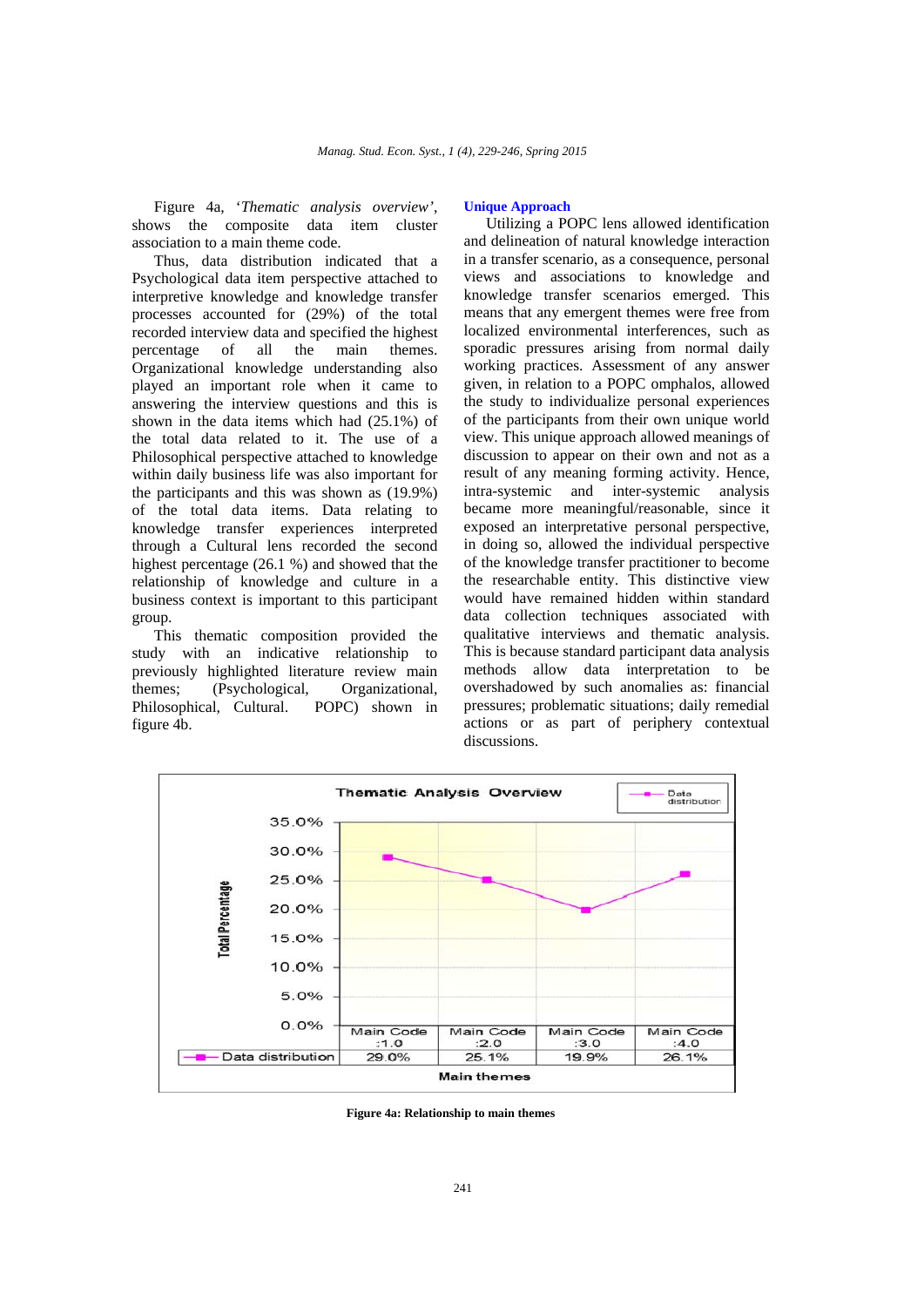Figure 4a, '*Thematic analysis overview*', shows the composite data item cluster association to a main theme code.

Thus, data distribution indicated that a Psychological data item perspective attached to interpretive knowledge and knowledge transfer processes accounted for (29%) of the total recorded interview data and specified the highest percentage of all the main themes. Organizational knowledge understanding also played an important role when it came to answering the interview questions and this is shown in the data items which had (25.1%) of the total data related to it. The use of a Philosophical perspective attached to knowledge within daily business life was also important for the participants and this was shown as (19.9%) of the total data items. Data relating to knowledge transfer experiences interpreted through a Cultural lens recorded the second highest percentage (26.1 %) and showed that the relationship of knowledge and culture in a business context is important to this participant group.

This thematic composition provided the study with an indicative relationship to previously highlighted literature review main themes; (Psychological, Organizational, Philosophical, Cultural. POPC) shown in figure 4b.

### Unique Approach

Utilizing a POPC lens allowed identification and delineation of natural knowledge interaction in a transfer scenario, as a consequence, personal views and associations to knowledge and knowledge transfer scenarios emerged. This means that any emergent themes were free from localized environmental interferences, such as sporadic pressures arising from normal daily working practices. Assessment of any answer given, in relation to a POPC omphalos, allowed the study to individualize personal experiences of the participants from their own unique world view. This unique approach allowed meanings of discussion to appear on their own and not as a result of any meaning forming activity. Hence, intra-systemic and inter-systemic analysis became more meaningful/reasonable, since it exposed an interpretative personal perspective, in doing so, allowed the individual perspective of the knowledge transfer practitioner to become the researchable entity. This distinctive view would have remained hidden within standard data collection techniques associated with qualitative interviews and thematic analysis. This is because standard participant data analysis methods allow data interpretation to be overshadowed by such anomalies as: financial pressures; problematic situations; daily remedial actions or as part of periphery contextual discussions.

**Thematic Analysis Overview**

| | Main Code :1.0 | Main Code :2.0 | Main Code :3.0 | Main Code :4.0 |
|---|---|---|---|---|
| Data distribution | 29.0% | 25.1% | 19.9% | 26.1% |

**Figure 4a: Relationship to main themes**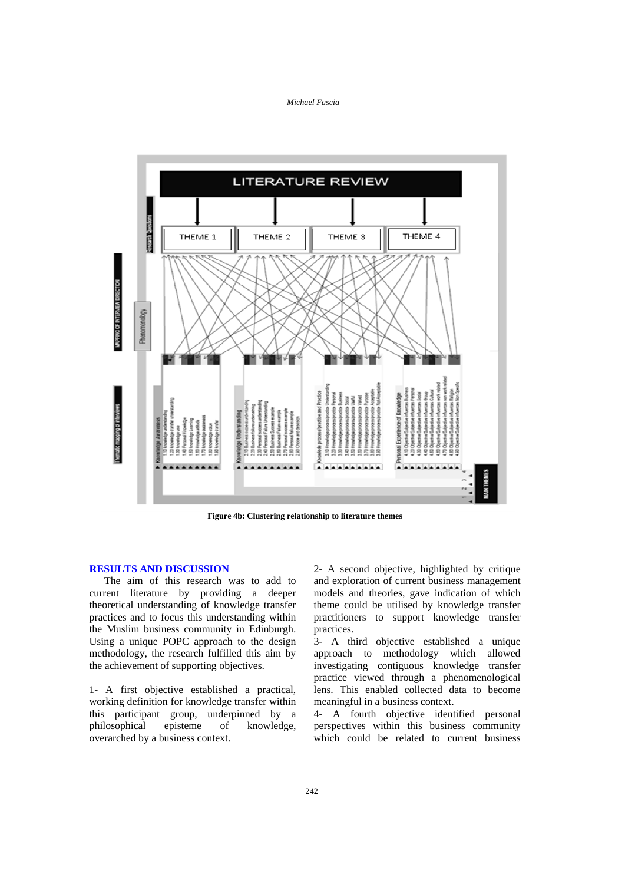Figure 4b: Clustering relationship to literature themes

## RESULTS AND DISCUSSION

The aim of this research was to add to current literature by providing a deeper theoretical understanding of knowledge transfer practices and to focus this understanding within the Muslim business community in Edinburgh. Using a unique POPC approach to the design methodology, the research fulfilled this aim by the achievement of supporting objectives.

1- A first objective established a practical, working definition for knowledge transfer within this participant group, underpinned by a philosophical episteme of knowledge, overarched by a business context.

2- A second objective, highlighted by critique and exploration of current business management models and theories, gave indication of which theme could be utilised by knowledge transfer practitioners to support knowledge transfer practices.

3- A third objective established a unique approach to methodology which allowed investigating contiguous knowledge transfer practice viewed through a phenomenological lens. This enabled collected data to become meaningful in a business context.

4- A fourth objective identified personal perspectives within this business community which could be related to current business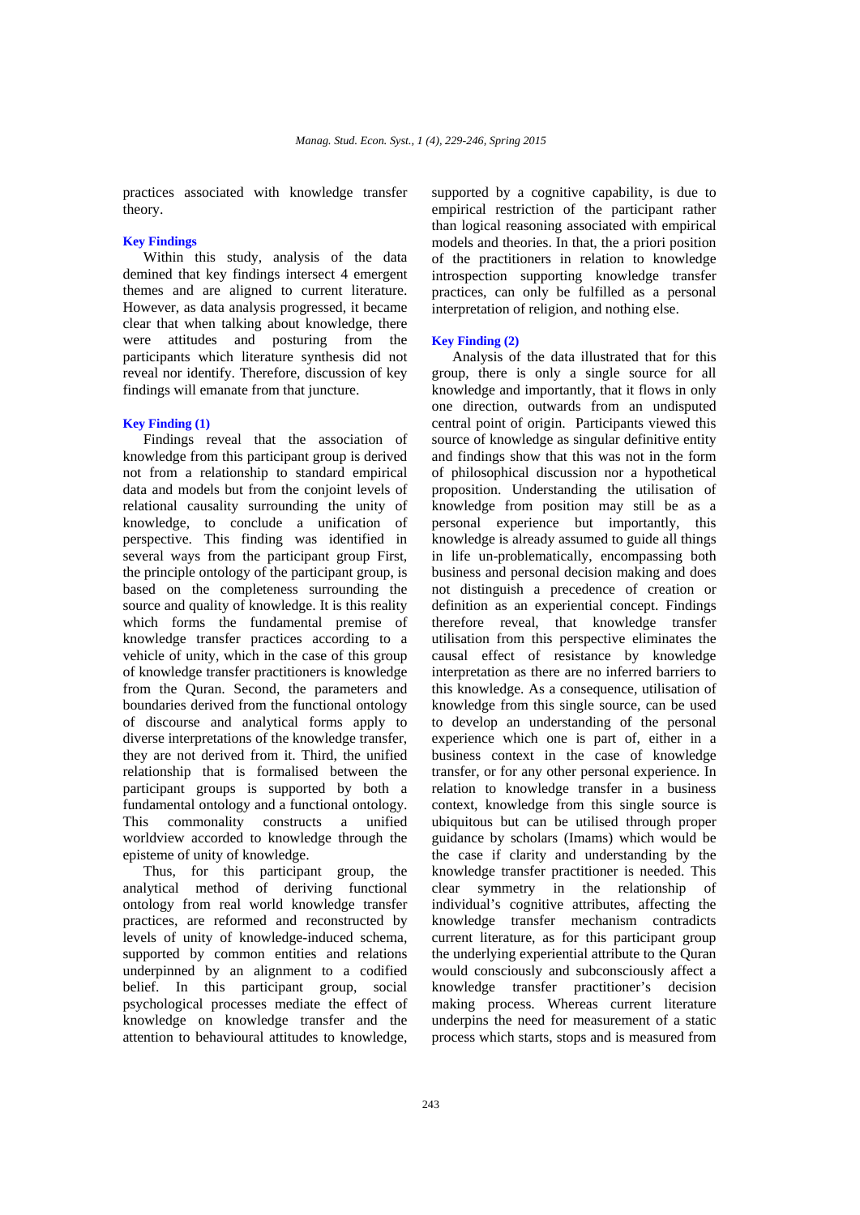practices associated with knowledge transfer theory.

### Key Findings

Within this study, analysis of the data demined that key findings intersect 4 emergent themes and are aligned to current literature. However, as data analysis progressed, it became clear that when talking about knowledge, there were attitudes and posturing from the participants which literature synthesis did not reveal nor identify. Therefore, discussion of key findings will emanate from that juncture.

### Key Finding (1)

Findings reveal that the association of knowledge from this participant group is derived not from a relationship to standard empirical data and models but from the conjoint levels of relational causality surrounding the unity of knowledge, to conclude a unification of perspective. This finding was identified in several ways from the participant group First, the principle ontology of the participant group, is based on the completeness surrounding the source and quality of knowledge. It is this reality which forms the fundamental premise of knowledge transfer practices according to a vehicle of unity, which in the case of this group of knowledge transfer practitioners is knowledge from the Quran. Second, the parameters and boundaries derived from the functional ontology of discourse and analytical forms apply to diverse interpretations of the knowledge transfer, they are not derived from it. Third, the unified relationship that is formalised between the participant groups is supported by both a fundamental ontology and a functional ontology. This commonality constructs a unified worldview accorded to knowledge through the episteme of unity of knowledge.

Thus, for this participant group, the analytical method of deriving functional ontology from real world knowledge transfer practices, are reformed and reconstructed by levels of unity of knowledge-induced schema, supported by common entities and relations underpinned by an alignment to a codified belief. In this participant group, social psychological processes mediate the effect of knowledge on knowledge transfer and the attention to behavioural attitudes to knowledge, supported by a cognitive capability, is due to empirical restriction of the participant rather than logical reasoning associated with empirical models and theories. In that, the a priori position of the practitioners in relation to knowledge introspection supporting knowledge transfer practices, can only be fulfilled as a personal interpretation of religion, and nothing else.

### Key Finding (2)

Analysis of the data illustrated that for this group, there is only a single source for all knowledge and importantly, that it flows in only one direction, outwards from an undisputed central point of origin. Participants viewed this source of knowledge as singular definitive entity and findings show that this was not in the form of philosophical discussion nor a hypothetical proposition. Understanding the utilisation of knowledge from position may still be as a personal experience but importantly, this knowledge is already assumed to guide all things in life un-problematically, encompassing both business and personal decision making and does not distinguish a precedence of creation or definition as an experiential concept. Findings therefore reveal, that knowledge transfer utilisation from this perspective eliminates the causal effect of resistance by knowledge interpretation as there are no inferred barriers to this knowledge. As a consequence, utilisation of knowledge from this single source, can be used to develop an understanding of the personal experience which one is part of, either in a business context in the case of knowledge transfer, or for any other personal experience. In relation to knowledge transfer in a business context, knowledge from this single source is ubiquitous but can be utilised through proper guidance by scholars (Imams) which would be the case if clarity and understanding by the knowledge transfer practitioner is needed. This clear symmetry in the relationship of individual's cognitive attributes, affecting the knowledge transfer mechanism contradicts current literature, as for this participant group the underlying experiential attribute to the Quran would consciously and subconsciously affect a knowledge transfer practitioner's decision making process. Whereas current literature underpins the need for measurement of a static process which starts, stops and is measured from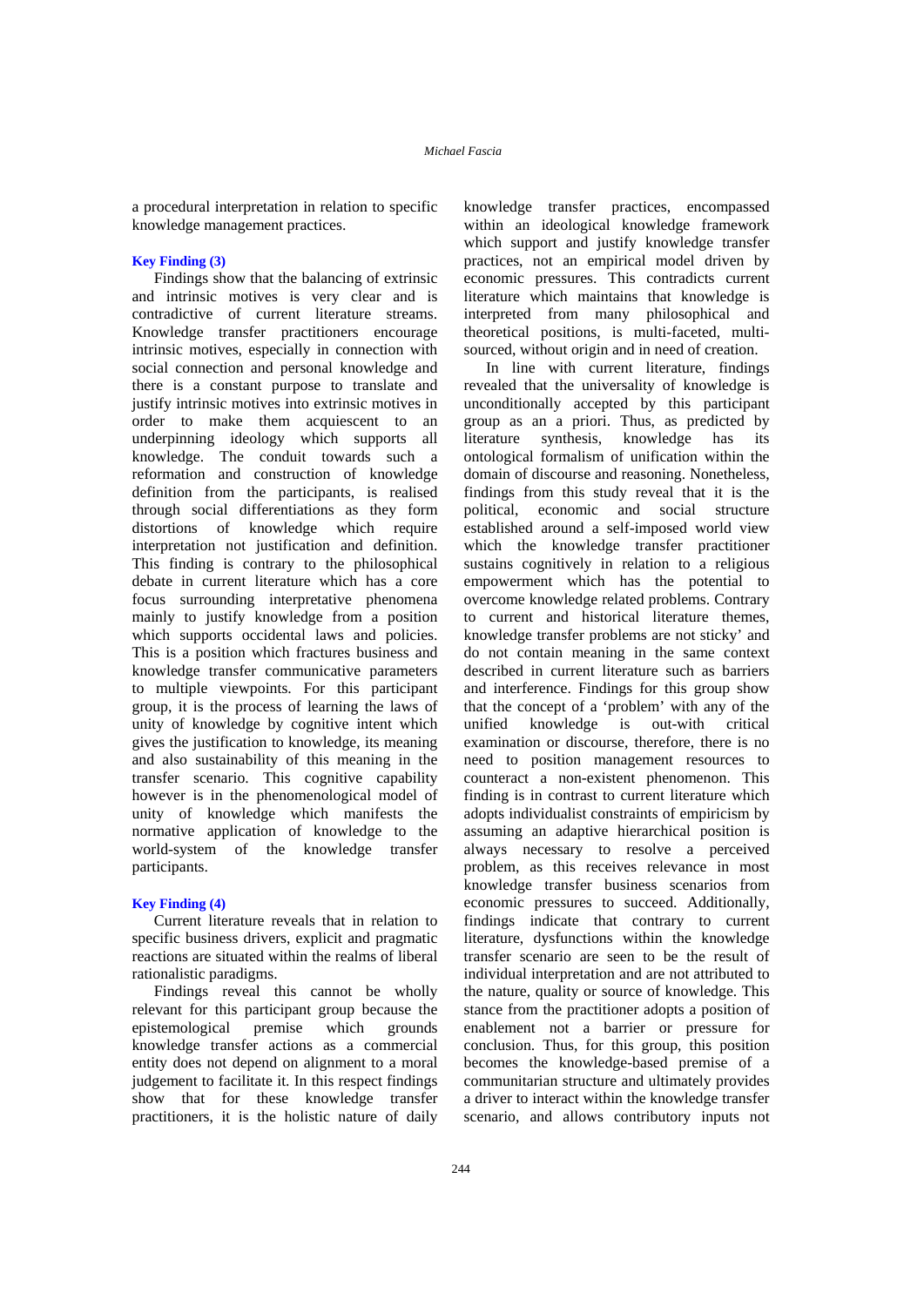a procedural interpretation in relation to specific knowledge management practices.

### Key Finding (3)

Findings show that the balancing of extrinsic and intrinsic motives is very clear and is contradictive of current literature streams. Knowledge transfer practitioners encourage intrinsic motives, especially in connection with social connection and personal knowledge and there is a constant purpose to translate and justify intrinsic motives into extrinsic motives in order to make them acquiescent to an underpinning ideology which supports all knowledge. The conduit towards such a reformation and construction of knowledge definition from the participants, is realised through social differentiations as they form distortions of knowledge which require interpretation not justification and definition. This finding is contrary to the philosophical debate in current literature which has a core focus surrounding interpretative phenomena mainly to justify knowledge from a position which supports occidental laws and policies. This is a position which fractures business and knowledge transfer communicative parameters to multiple viewpoints. For this participant group, it is the process of learning the laws of unity of knowledge by cognitive intent which gives the justification to knowledge, its meaning and also sustainability of this meaning in the transfer scenario. This cognitive capability however is in the phenomenological model of unity of knowledge which manifests the normative application of knowledge to the world-system of the knowledge transfer participants.

### Key Finding (4)

Current literature reveals that in relation to specific business drivers, explicit and pragmatic reactions are situated within the realms of liberal rationalistic paradigms.

Findings reveal this cannot be wholly relevant for this participant group because the epistemological premise which grounds knowledge transfer actions as a commercial entity does not depend on alignment to a moral judgement to facilitate it. In this respect findings show that for these knowledge transfer practitioners, it is the holistic nature of daily knowledge transfer practices, encompassed within an ideological knowledge framework which support and justify knowledge transfer practices, not an empirical model driven by economic pressures. This contradicts current literature which maintains that knowledge is interpreted from many philosophical and theoretical positions, is multi-faceted, multi-sourced, without origin and in need of creation.

In line with current literature, findings revealed that the universality of knowledge is unconditionally accepted by this participant group as an a priori. Thus, as predicted by literature synthesis, knowledge has its ontological formalism of unification within the domain of discourse and reasoning. Nonetheless, findings from this study reveal that it is the political, economic and social structure established around a self-imposed world view which the knowledge transfer practitioner sustains cognitively in relation to a religious empowerment which has the potential to overcome knowledge related problems. Contrary to current and historical literature themes, knowledge transfer problems are not sticky' and do not contain meaning in the same context described in current literature such as barriers and interference. Findings for this group show that the concept of a 'problem' with any of the unified knowledge is out-with critical examination or discourse, therefore, there is no need to position management resources to counteract a non-existent phenomenon. This finding is in contrast to current literature which adopts individualist constraints of empiricism by assuming an adaptive hierarchical position is always necessary to resolve a perceived problem, as this receives relevance in most knowledge transfer business scenarios from economic pressures to succeed. Additionally, findings indicate that contrary to current literature, dysfunctions within the knowledge transfer scenario are seen to be the result of individual interpretation and are not attributed to the nature, quality or source of knowledge. This stance from the practitioner adopts a position of enablement not a barrier or pressure for conclusion. Thus, for this group, this position becomes the knowledge-based premise of a communitarian structure and ultimately provides a driver to interact within the knowledge transfer scenario, and allows contributory inputs not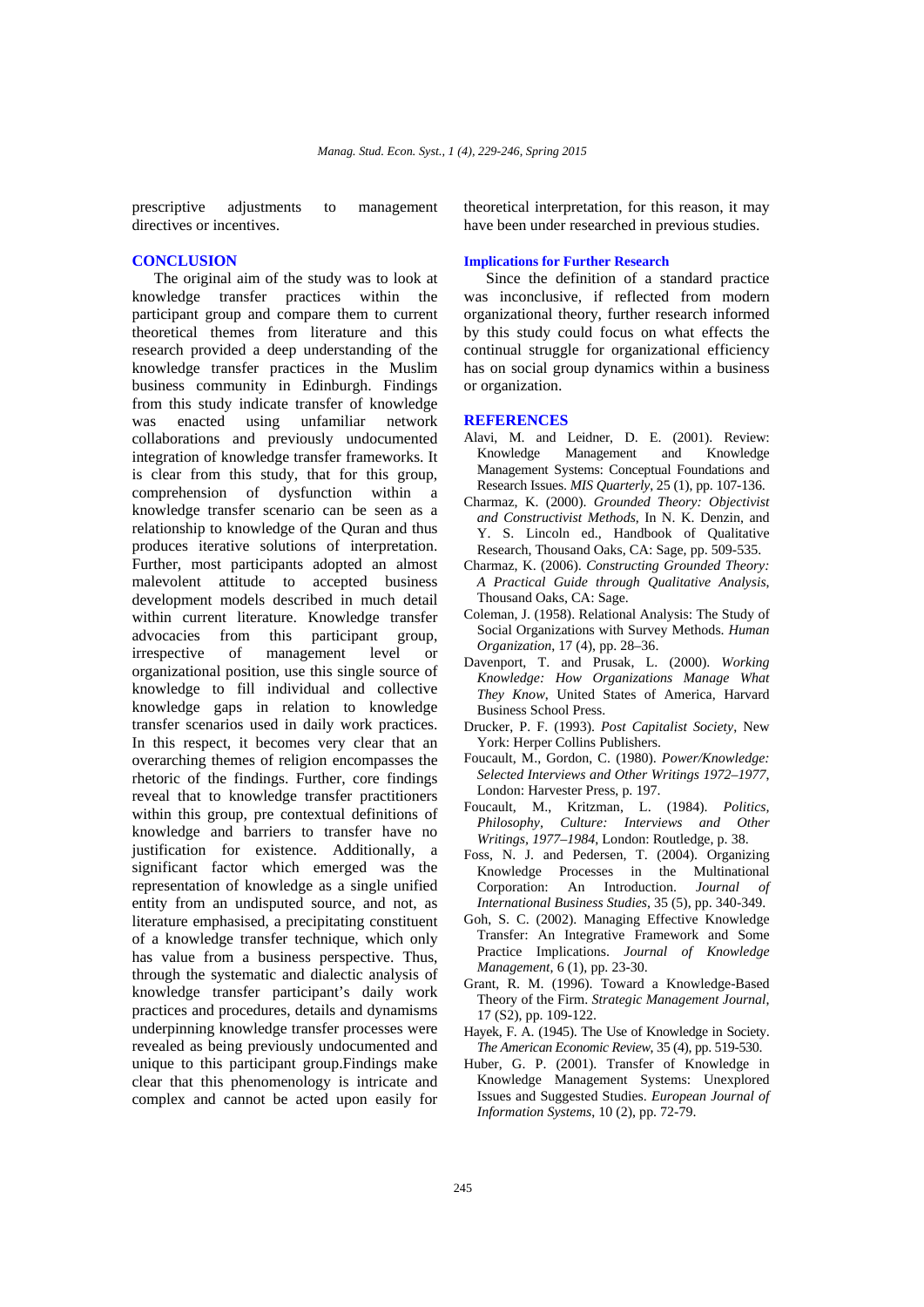prescriptive adjustments to management directives or incentives.

## CONCLUSION

The original aim of the study was to look at knowledge transfer practices within the participant group and compare them to current theoretical themes from literature and this research provided a deep understanding of the knowledge transfer practices in the Muslim business community in Edinburgh. Findings from this study indicate transfer of knowledge was enacted using unfamiliar network collaborations and previously undocumented integration of knowledge transfer frameworks. It is clear from this study, that for this group, comprehension of dysfunction within a knowledge transfer scenario can be seen as a relationship to knowledge of the Quran and thus produces iterative solutions of interpretation. Further, most participants adopted an almost malevolent attitude to accepted business development models described in much detail within current literature. Knowledge transfer advocacies from this participant group, irrespective of management level or organizational position, use this single source of knowledge to fill individual and collective knowledge gaps in relation to knowledge transfer scenarios used in daily work practices. In this respect, it becomes very clear that an overarching themes of religion encompasses the rhetoric of the findings. Further, core findings reveal that to knowledge transfer practitioners within this group, pre contextual definitions of knowledge and barriers to transfer have no justification for existence. Additionally, a significant factor which emerged was the representation of knowledge as a single unified entity from an undisputed source, and not, as literature emphasised, a precipitating constituent of a knowledge transfer technique, which only has value from a business perspective. Thus, through the systematic and dialectic analysis of knowledge transfer participant's daily work practices and procedures, details and dynamisms underpinning knowledge transfer processes were revealed as being previously undocumented and unique to this participant group.Findings make clear that this phenomenology is intricate and complex and cannot be acted upon easily for theoretical interpretation, for this reason, it may have been under researched in previous studies.

### Implications for Further Research

Since the definition of a standard practice was inconclusive, if reflected from modern organizational theory, further research informed by this study could focus on what effects the continual struggle for organizational efficiency has on social group dynamics within a business or organization.

## REFERENCES

Alavi, M. and Leidner, D. E. (2001). Review: Knowledge Management and Knowledge Management Systems: Conceptual Foundations and Research Issues. *MIS Quarterly*, 25 (1), pp. 107-136.

Charmaz, K. (2000). *Grounded Theory: Objectivist and Constructivist Methods*, In N. K. Denzin, and Y. S. Lincoln ed., Handbook of Qualitative Research, Thousand Oaks, CA: Sage, pp. 509-535.

Charmaz, K. (2006). *Constructing Grounded Theory: A Practical Guide through Qualitative Analysis*, Thousand Oaks, CA: Sage.

Coleman, J. (1958). Relational Analysis: The Study of Social Organizations with Survey Methods. *Human Organization*, 17 (4), pp. 28–36.

Davenport, T. and Prusak, L. (2000). *Working Knowledge: How Organizations Manage What They Know*, United States of America, Harvard Business School Press.

Drucker, P. F. (1993). *Post Capitalist Society*, New York: Herper Collins Publishers.

Foucault, M., Gordon, C. (1980). *Power/Knowledge: Selected Interviews and Other Writings 1972–1977*, London: Harvester Press, p. 197.

Foucault, M., Kritzman, L. (1984). *Politics, Philosophy, Culture: Interviews and Other Writings, 1977–1984*, London: Routledge, p. 38.

Foss, N. J. and Pedersen, T. (2004). Organizing Knowledge Processes in the Multinational Corporation: An Introduction. *Journal of International Business Studies*, 35 (5), pp. 340-349.

Goh, S. C. (2002). Managing Effective Knowledge Transfer: An Integrative Framework and Some Practice Implications. *Journal of Knowledge Management*, 6 (1), pp. 23-30.

Grant, R. M. (1996). Toward a Knowledge-Based Theory of the Firm. *Strategic Management Journal*, 17 (S2), pp. 109-122.

Hayek, F. A. (1945). The Use of Knowledge in Society. *The American Economic Review*, 35 (4), pp. 519-530.

Huber, G. P. (2001). Transfer of Knowledge in Knowledge Management Systems: Unexplored Issues and Suggested Studies. *European Journal of Information Systems*, 10 (2), pp. 72-79.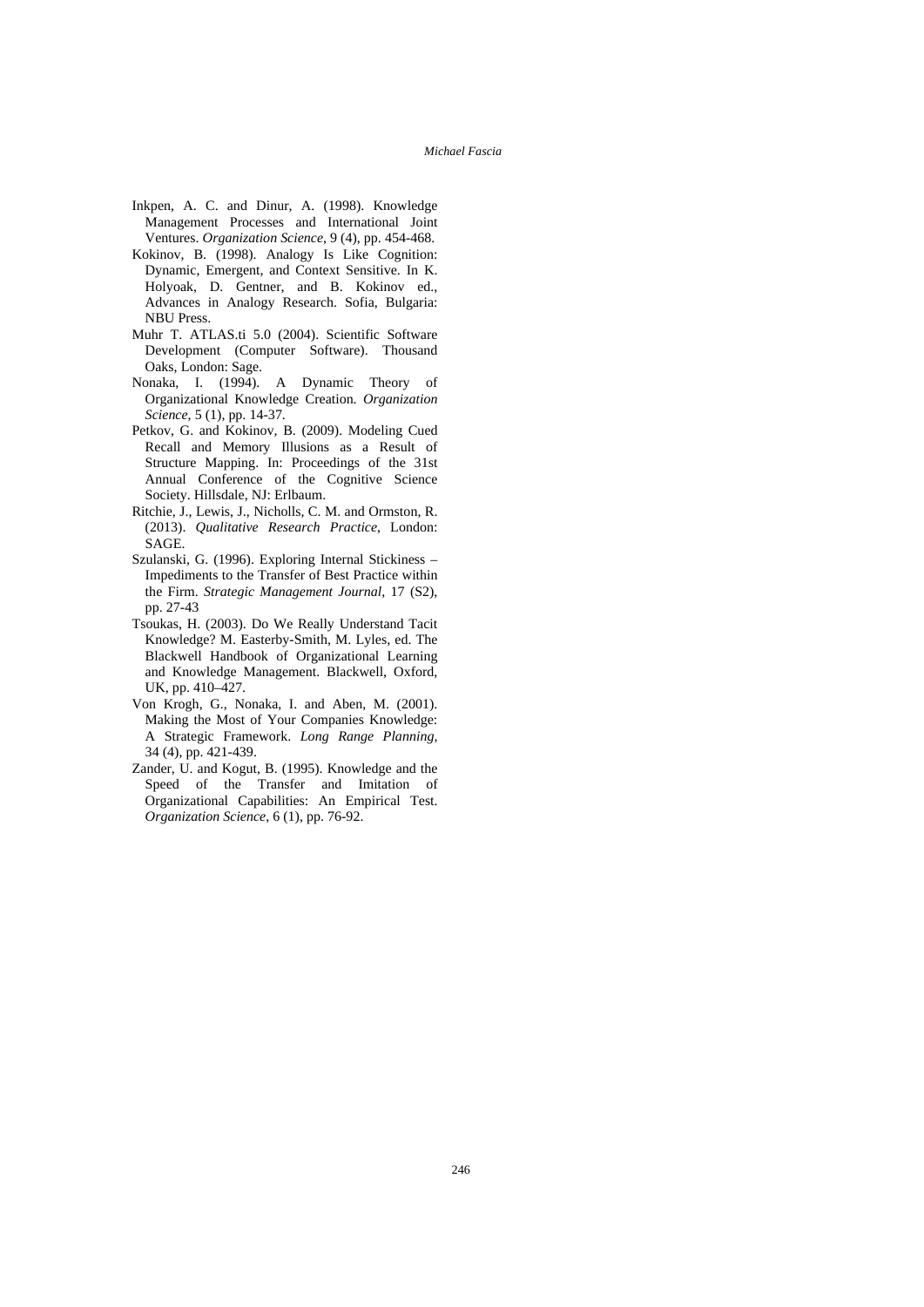Inkpen, A. C. and Dinur, A. (1998). Knowledge Management Processes and International Joint Ventures. *Organization Science*, 9 (4), pp. 454-468.

Kokinov, B. (1998). Analogy Is Like Cognition: Dynamic, Emergent, and Context Sensitive. In K. Holyoak, D. Gentner, and B. Kokinov ed., Advances in Analogy Research. Sofia, Bulgaria: NBU Press.

Muhr T. ATLAS.ti 5.0 (2004). Scientific Software Development (Computer Software). Thousand Oaks, London: Sage.

Nonaka, I. (1994). A Dynamic Theory of Organizational Knowledge Creation. *Organization Science*, 5 (1), pp. 14-37.

Petkov, G. and Kokinov, B. (2009). Modeling Cued Recall and Memory Illusions as a Result of Structure Mapping. In: Proceedings of the 31st Annual Conference of the Cognitive Science Society. Hillsdale, NJ: Erlbaum.

Ritchie, J., Lewis, J., Nicholls, C. M. and Ormston, R. (2013). *Qualitative Research Practice*, London: SAGE.

Szulanski, G. (1996). Exploring Internal Stickiness – Impediments to the Transfer of Best Practice within the Firm. *Strategic Management Journal*, 17 (S2), pp. 27-43

Tsoukas, H. (2003). Do We Really Understand Tacit Knowledge? M. Easterby-Smith, M. Lyles, ed. The Blackwell Handbook of Organizational Learning and Knowledge Management. Blackwell, Oxford, UK, pp. 410–427.

Von Krogh, G., Nonaka, I. and Aben, M. (2001). Making the Most of Your Companies Knowledge: A Strategic Framework. *Long Range Planning*, 34 (4), pp. 421-439.

Zander, U. and Kogut, B. (1995). Knowledge and the Speed of the Transfer and Imitation of Organizational Capabilities: An Empirical Test. *Organization Science*, 6 (1), pp. 76-92.